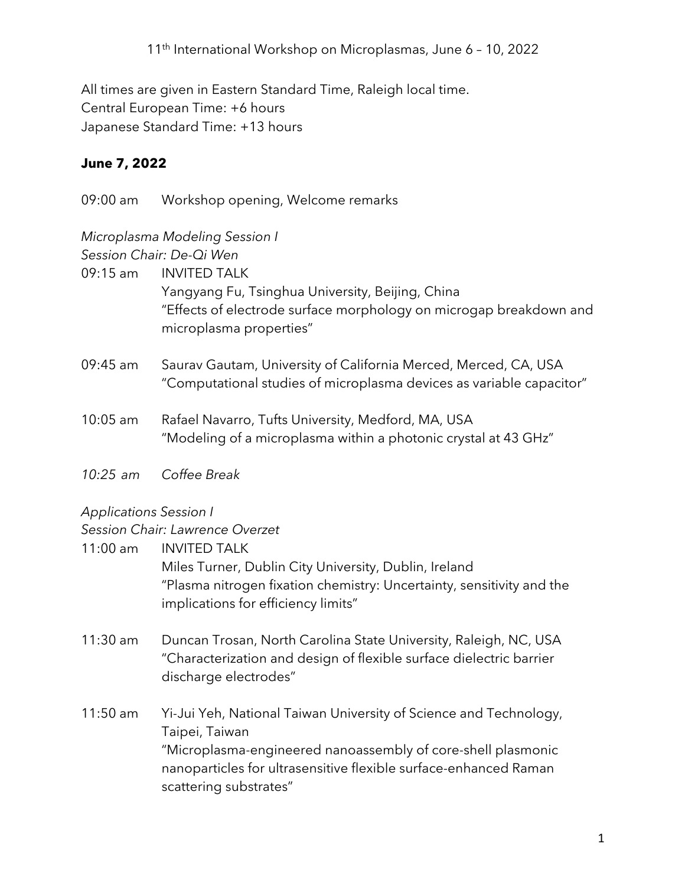# 11[th] International Workshop on Microplasmas, June 6 – 10, 2022

All times are given in Eastern Standard Time, Raleigh local time.
Central European Time: +6 hours
Japanese Standard Time: +13 hours

## June 7, 2022

09:00 am  Workshop opening, Welcome remarks

*Microplasma Modeling Session I*
*Session Chair: De-Qi Wen*

09:15 am  INVITED TALK
Yangyang Fu, Tsinghua University, Beijing, China
"Effects of electrode surface morphology on microgap breakdown and microplasma properties"

09:45 am  Saurav Gautam, University of California Merced, Merced, CA, USA
"Computational studies of microplasma devices as variable capacitor"

10:05 am  Rafael Navarro, Tufts University, Medford, MA, USA
"Modeling of a microplasma within a photonic crystal at 43 GHz"

*10:25 am  Coffee Break*

*Applications Session I*
*Session Chair: Lawrence Overzet*

11:00 am  INVITED TALK
Miles Turner, Dublin City University, Dublin, Ireland
"Plasma nitrogen fixation chemistry: Uncertainty, sensitivity and the implications for efficiency limits"

11:30 am  Duncan Trosan, North Carolina State University, Raleigh, NC, USA
"Characterization and design of flexible surface dielectric barrier discharge electrodes"

11:50 am  Yi-Jui Yeh, National Taiwan University of Science and Technology, Taipei, Taiwan
"Microplasma-engineered nanoassembly of core-shell plasmonic nanoparticles for ultrasensitive flexible surface-enhanced Raman scattering substrates"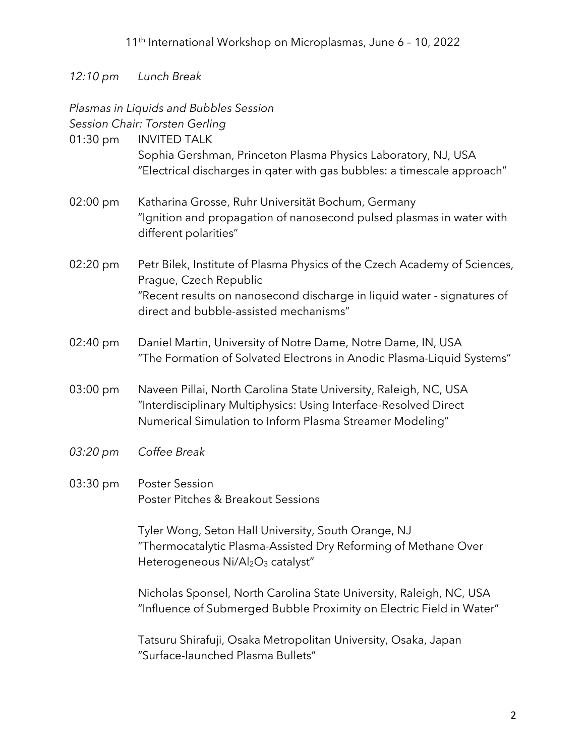*12:10 pm* *Lunch Break*

*Plasmas in Liquids and Bubbles Session*
*Session Chair: Torsten Gerling*

01:30 pm INVITED TALK
Sophia Gershman, Princeton Plasma Physics Laboratory, NJ, USA
"Electrical discharges in qater with gas bubbles: a timescale approach"

02:00 pm Katharina Grosse, Ruhr Universität Bochum, Germany
"Ignition and propagation of nanosecond pulsed plasmas in water with different polarities"

02:20 pm Petr Bilek, Institute of Plasma Physics of the Czech Academy of Sciences, Prague, Czech Republic
"Recent results on nanosecond discharge in liquid water - signatures of direct and bubble-assisted mechanisms"

02:40 pm Daniel Martin, University of Notre Dame, Notre Dame, IN, USA
"The Formation of Solvated Electrons in Anodic Plasma-Liquid Systems"

03:00 pm Naveen Pillai, North Carolina State University, Raleigh, NC, USA
"Interdisciplinary Multiphysics: Using Interface-Resolved Direct Numerical Simulation to Inform Plasma Streamer Modeling"

*03:20 pm* *Coffee Break*

03:30 pm Poster Session
Poster Pitches & Breakout Sessions

Tyler Wong, Seton Hall University, South Orange, NJ
"Thermocatalytic Plasma-Assisted Dry Reforming of Methane Over Heterogeneous $Ni/Al_2O_3$ catalyst"

Nicholas Sponsel, North Carolina State University, Raleigh, NC, USA
"Influence of Submerged Bubble Proximity on Electric Field in Water"

Tatsuru Shirafuji, Osaka Metropolitan University, Osaka, Japan
"Surface-launched Plasma Bullets"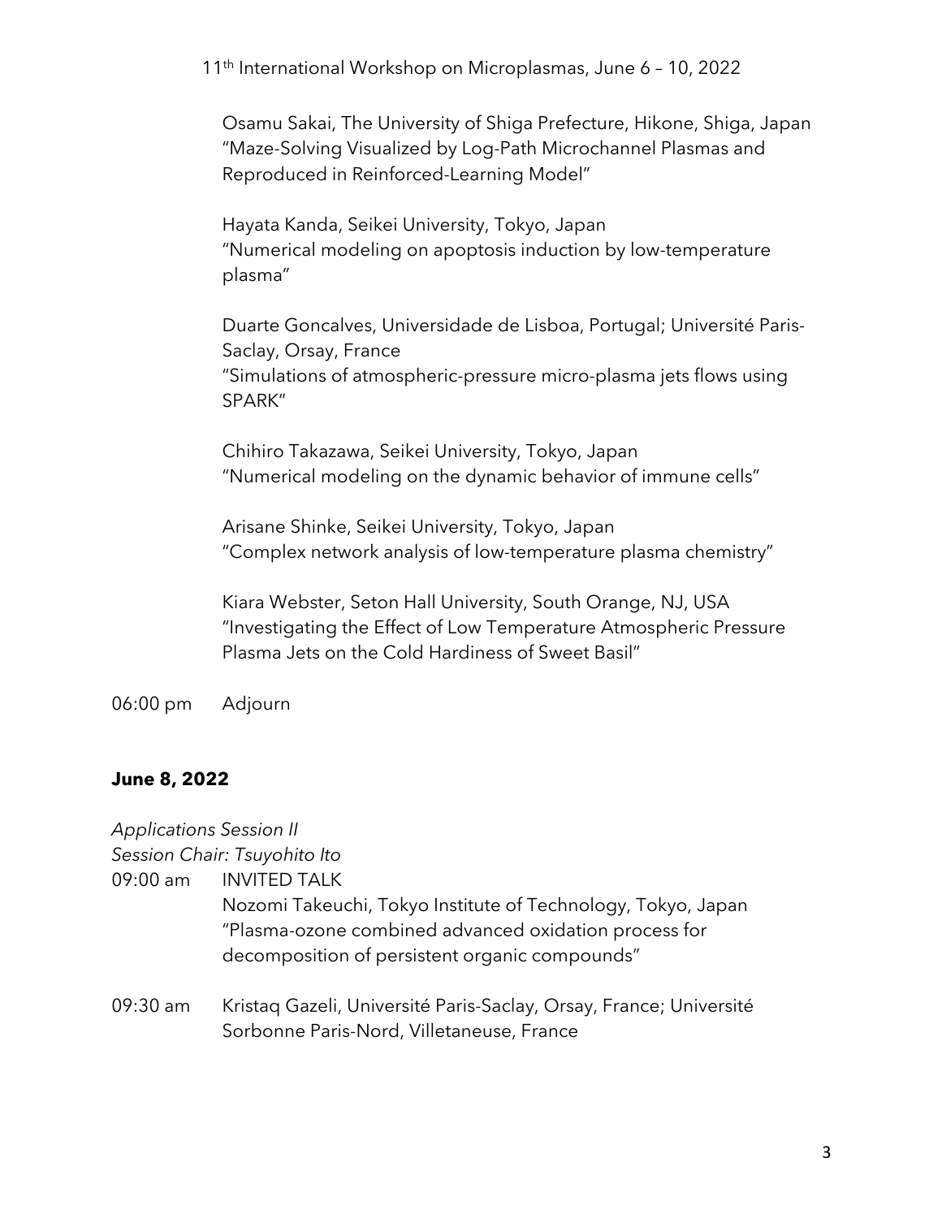Osamu Sakai, The University of Shiga Prefecture, Hikone, Shiga, Japan
"Maze-Solving Visualized by Log-Path Microchannel Plasmas and Reproduced in Reinforced-Learning Model"

Hayata Kanda, Seikei University, Tokyo, Japan
"Numerical modeling on apoptosis induction by low-temperature plasma"

Duarte Goncalves, Universidade de Lisboa, Portugal; Université Paris-Saclay, Orsay, France
"Simulations of atmospheric-pressure micro-plasma jets flows using SPARK"

Chihiro Takazawa, Seikei University, Tokyo, Japan
"Numerical modeling on the dynamic behavior of immune cells"

Arisane Shinke, Seikei University, Tokyo, Japan
"Complex network analysis of low-temperature plasma chemistry"

Kiara Webster, Seton Hall University, South Orange, NJ, USA
"Investigating the Effect of Low Temperature Atmospheric Pressure Plasma Jets on the Cold Hardiness of Sweet Basil"

06:00 pm Adjourn

## June 8, 2022

*Applications Session II*
*Session Chair: Tsuyohito Ito*

09:00 am INVITED TALK
Nozomi Takeuchi, Tokyo Institute of Technology, Tokyo, Japan
"Plasma-ozone combined advanced oxidation process for decomposition of persistent organic compounds"

09:30 am Kristaq Gazeli, Université Paris-Saclay, Orsay, France; Université Sorbonne Paris-Nord, Villetaneuse, France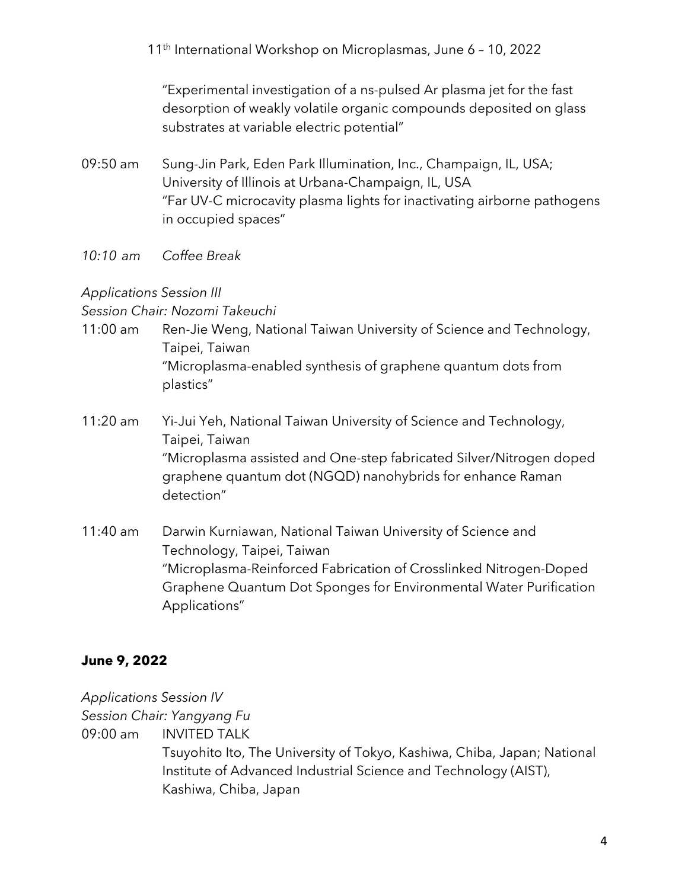"Experimental investigation of a ns-pulsed Ar plasma jet for the fast desorption of weakly volatile organic compounds deposited on glass substrates at variable electric potential"

09:50 am Sung-Jin Park, Eden Park Illumination, Inc., Champaign, IL, USA; University of Illinois at Urbana-Champaign, IL, USA
"Far UV-C microcavity plasma lights for inactivating airborne pathogens in occupied spaces"

*10:10 am Coffee Break*

*Applications Session III*
*Session Chair: Nozomi Takeuchi*

11:00 am Ren-Jie Weng, National Taiwan University of Science and Technology, Taipei, Taiwan
"Microplasma-enabled synthesis of graphene quantum dots from plastics"

11:20 am Yi-Jui Yeh, National Taiwan University of Science and Technology, Taipei, Taiwan
"Microplasma assisted and One-step fabricated Silver/Nitrogen doped graphene quantum dot (NGQD) nanohybrids for enhance Raman detection"

11:40 am Darwin Kurniawan, National Taiwan University of Science and Technology, Taipei, Taiwan
"Microplasma-Reinforced Fabrication of Crosslinked Nitrogen-Doped Graphene Quantum Dot Sponges for Environmental Water Purification Applications"

## June 9, 2022

*Applications Session IV*
*Session Chair: Yangyang Fu*

09:00 am INVITED TALK
Tsuyohito Ito, The University of Tokyo, Kashiwa, Chiba, Japan; National Institute of Advanced Industrial Science and Technology (AIST), Kashiwa, Chiba, Japan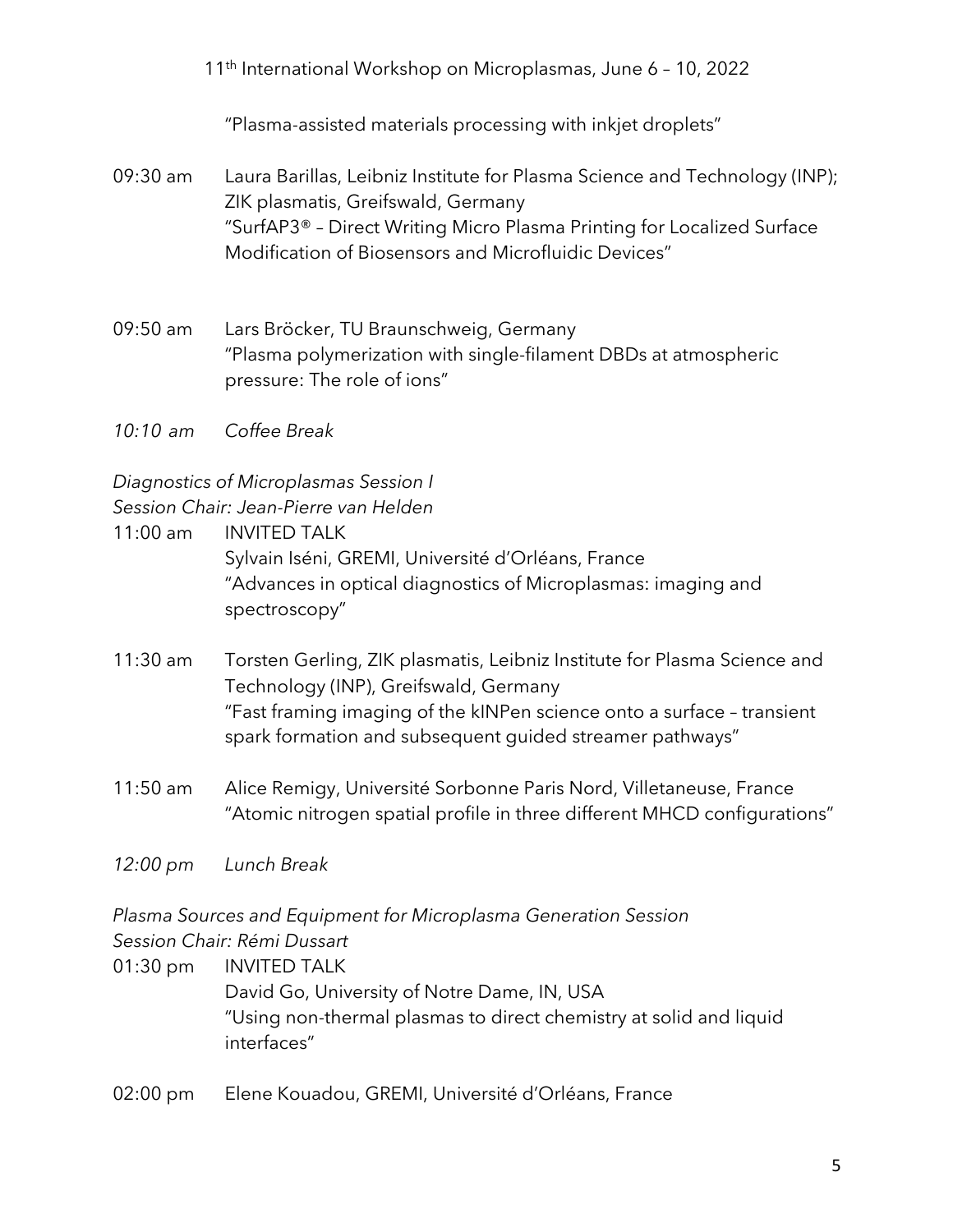"Plasma-assisted materials processing with inkjet droplets"

09:30 am Laura Barillas, Leibniz Institute for Plasma Science and Technology (INP); ZIK plasmatis, Greifswald, Germany
"SurfAP3® – Direct Writing Micro Plasma Printing for Localized Surface Modification of Biosensors and Microfluidic Devices"

09:50 am Lars Bröcker, TU Braunschweig, Germany
"Plasma polymerization with single-filament DBDs at atmospheric pressure: The role of ions"

*10:10 am Coffee Break*

*Diagnostics of Microplasmas Session I*
*Session Chair: Jean-Pierre van Helden*

11:00 am INVITED TALK
Sylvain Iséni, GREMI, Université d'Orléans, France
"Advances in optical diagnostics of Microplasmas: imaging and spectroscopy"

11:30 am Torsten Gerling, ZIK plasmatis, Leibniz Institute for Plasma Science and Technology (INP), Greifswald, Germany
"Fast framing imaging of the kINPen science onto a surface – transient spark formation and subsequent guided streamer pathways"

11:50 am Alice Remigy, Université Sorbonne Paris Nord, Villetaneuse, France
"Atomic nitrogen spatial profile in three different MHCD configurations"

*12:00 pm Lunch Break*

*Plasma Sources and Equipment for Microplasma Generation Session*
*Session Chair: Rémi Dussart*

01:30 pm INVITED TALK
David Go, University of Notre Dame, IN, USA
"Using non-thermal plasmas to direct chemistry at solid and liquid interfaces"

02:00 pm Elene Kouadou, GREMI, Université d'Orléans, France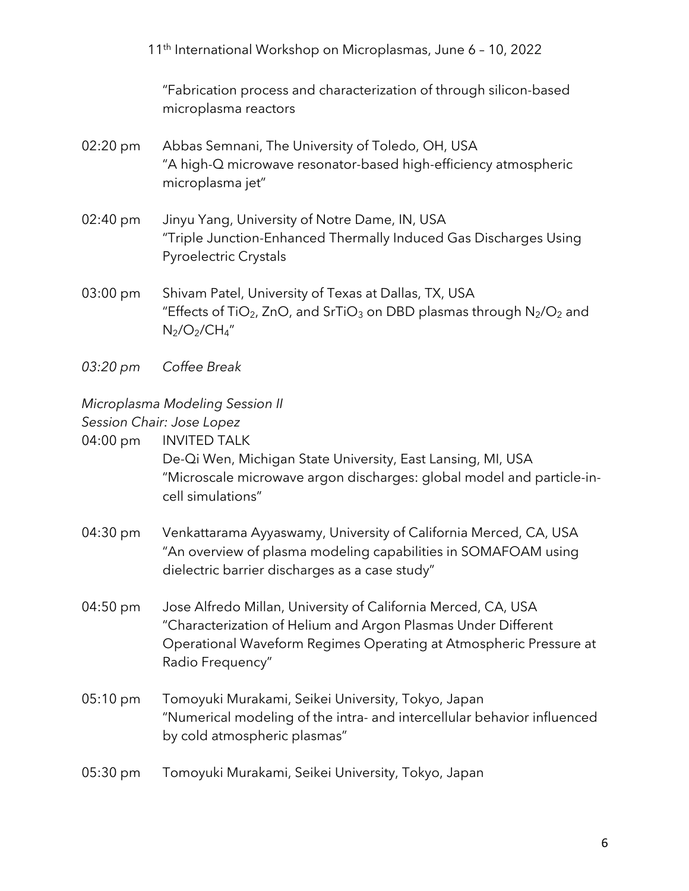"Fabrication process and characterization of through silicon-based microplasma reactors

02:20 pm Abbas Semnani, The University of Toledo, OH, USA
"A high-Q microwave resonator-based high-efficiency atmospheric microplasma jet"

02:40 pm Jinyu Yang, University of Notre Dame, IN, USA
"Triple Junction-Enhanced Thermally Induced Gas Discharges Using Pyroelectric Crystals

03:00 pm Shivam Patel, University of Texas at Dallas, TX, USA
"Effects of $TiO_2$, ZnO, and $SrTiO_3$ on DBD plasmas through $N_2/O_2$ and $N_2/O_2/CH_4$"

*03:20 pm Coffee Break*

*Microplasma Modeling Session II*

*Session Chair: Jose Lopez*

04:00 pm INVITED TALK
De-Qi Wen, Michigan State University, East Lansing, MI, USA
"Microscale microwave argon discharges: global model and particle-in-cell simulations"

04:30 pm Venkattarama Ayyaswamy, University of California Merced, CA, USA
"An overview of plasma modeling capabilities in SOMAFOAM using dielectric barrier discharges as a case study"

04:50 pm Jose Alfredo Millan, University of California Merced, CA, USA
"Characterization of Helium and Argon Plasmas Under Different Operational Waveform Regimes Operating at Atmospheric Pressure at Radio Frequency"

05:10 pm Tomoyuki Murakami, Seikei University, Tokyo, Japan
"Numerical modeling of the intra- and intercellular behavior influenced by cold atmospheric plasmas"

05:30 pm Tomoyuki Murakami, Seikei University, Tokyo, Japan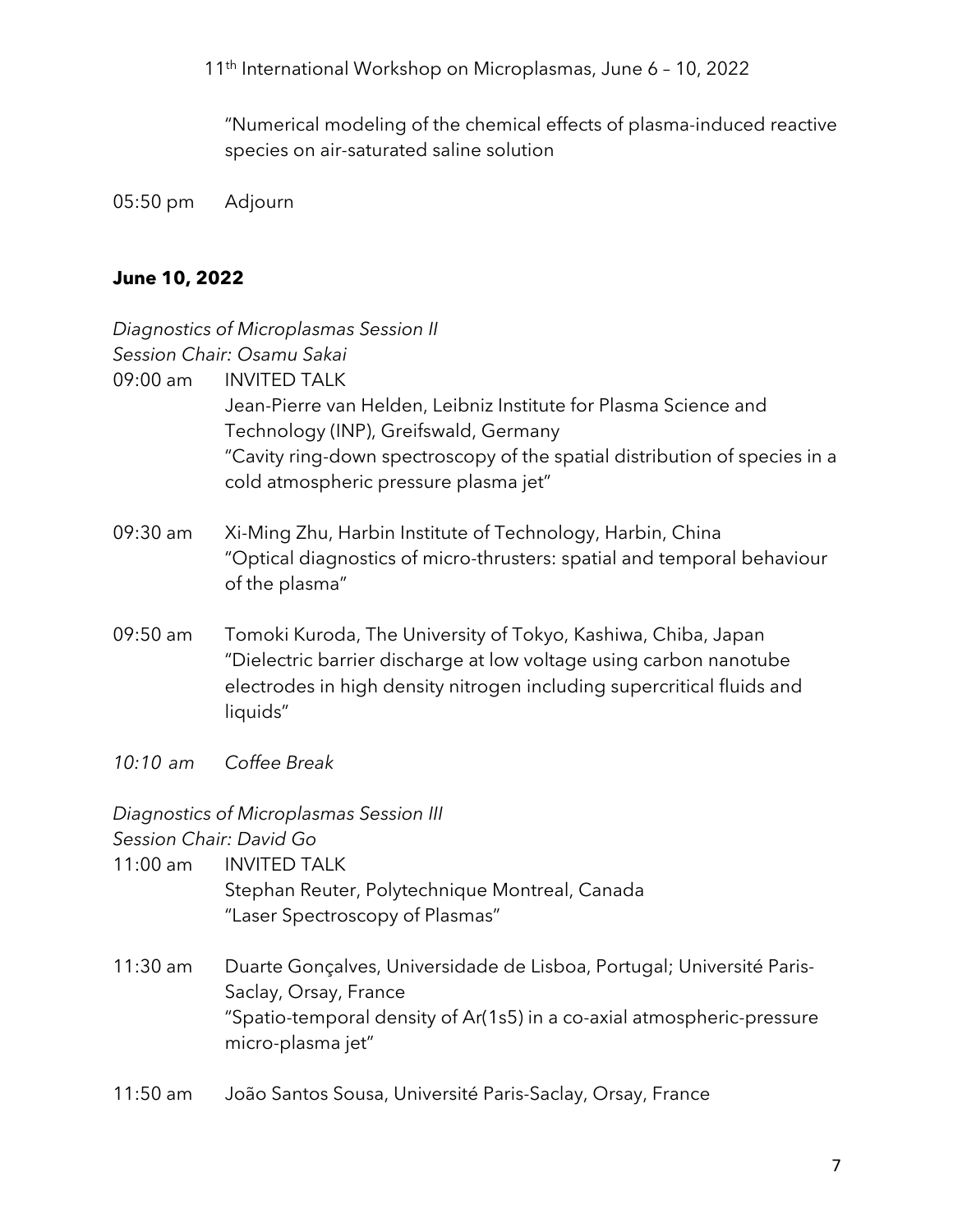"Numerical modeling of the chemical effects of plasma-induced reactive species on air-saturated saline solution

05:50 pm Adjourn

## June 10, 2022

*Diagnostics of Microplasmas Session II*
*Session Chair: Osamu Sakai*

09:00 am INVITED TALK
Jean-Pierre van Helden, Leibniz Institute for Plasma Science and Technology (INP), Greifswald, Germany
"Cavity ring-down spectroscopy of the spatial distribution of species in a cold atmospheric pressure plasma jet"

09:30 am Xi-Ming Zhu, Harbin Institute of Technology, Harbin, China
"Optical diagnostics of micro-thrusters: spatial and temporal behaviour of the plasma"

09:50 am Tomoki Kuroda, The University of Tokyo, Kashiwa, Chiba, Japan
"Dielectric barrier discharge at low voltage using carbon nanotube electrodes in high density nitrogen including supercritical fluids and liquids"

*10:10 am Coffee Break*

*Diagnostics of Microplasmas Session III*
*Session Chair: David Go*

11:00 am INVITED TALK
Stephan Reuter, Polytechnique Montreal, Canada
"Laser Spectroscopy of Plasmas"

11:30 am Duarte Gonçalves, Universidade de Lisboa, Portugal; Université Paris-Saclay, Orsay, France
"Spatio-temporal density of Ar(1s5) in a co-axial atmospheric-pressure micro-plasma jet"

11:50 am João Santos Sousa, Université Paris-Saclay, Orsay, France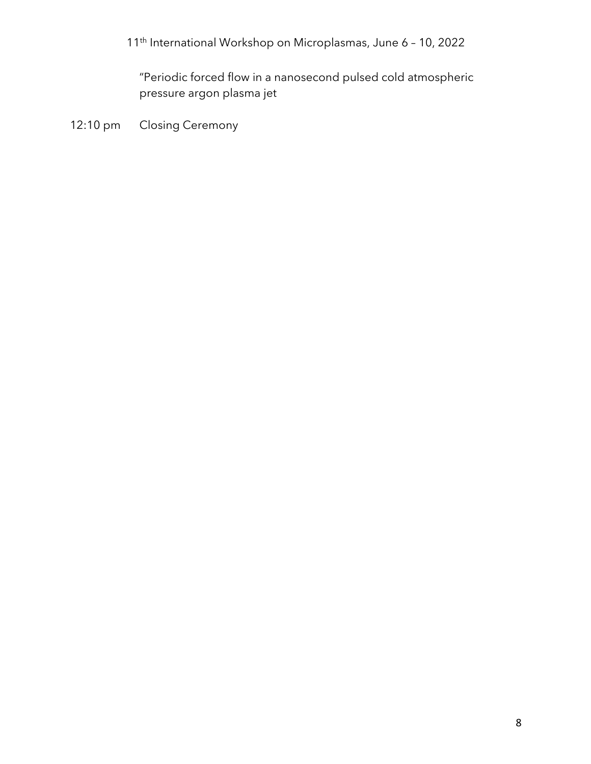"Periodic forced flow in a nanosecond pulsed cold atmospheric pressure argon plasma jet

12:10 pm Closing Ceremony